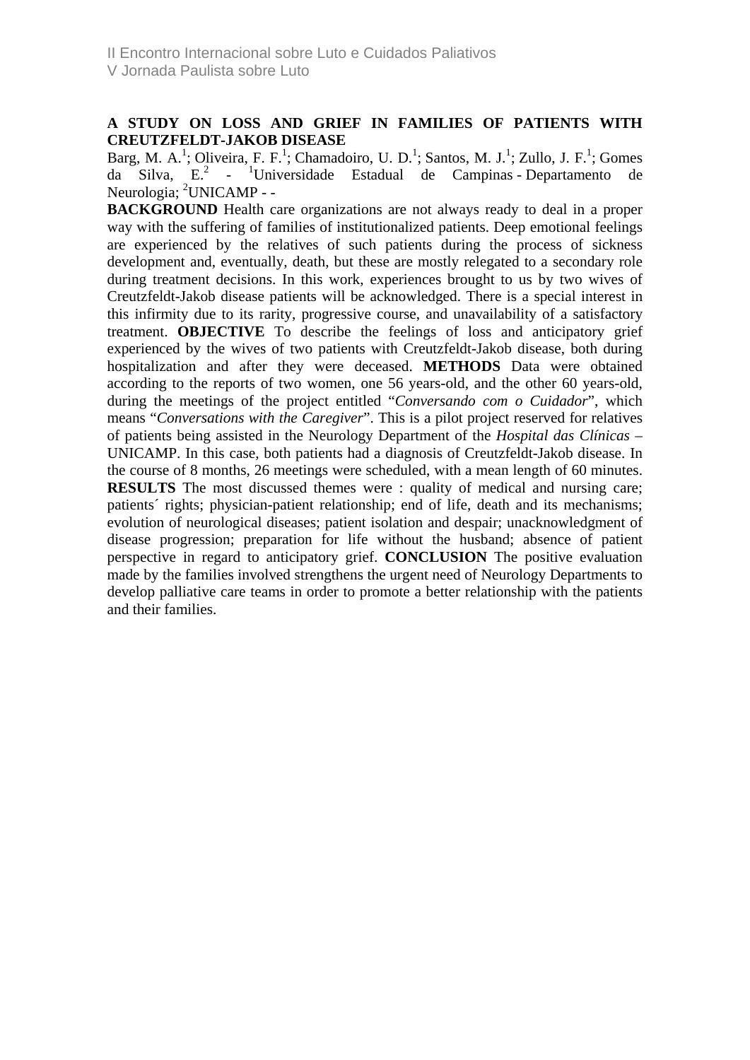# A STUDY ON LOSS AND GRIEF IN FAMILIES OF PATIENTS WITH CREUTZFELDT-JAKOB DISEASE

Barg, M. A.[1]; Oliveira, F. F.[1]; Chamadoiro, U. D.[1]; Santos, M. J.[1]; Zullo, J. F.[1]; Gomes da Silva, E.[2] - [1]Universidade Estadual de Campinas - Departamento de Neurologia; [2]UNICAMP - -

**BACKGROUND** Health care organizations are not always ready to deal in a proper way with the suffering of families of institutionalized patients. Deep emotional feelings are experienced by the relatives of such patients during the process of sickness development and, eventually, death, but these are mostly relegated to a secondary role during treatment decisions. In this work, experiences brought to us by two wives of Creutzfeldt-Jakob disease patients will be acknowledged. There is a special interest in this infirmity due to its rarity, progressive course, and unavailability of a satisfactory treatment. **OBJECTIVE** To describe the feelings of loss and anticipatory grief experienced by the wives of two patients with Creutzfeldt-Jakob disease, both during hospitalization and after they were deceased. **METHODS** Data were obtained according to the reports of two women, one 56 years-old, and the other 60 years-old, during the meetings of the project entitled "*Conversando com o Cuidador*", which means "*Conversations with the Caregiver*". This is a pilot project reserved for relatives of patients being assisted in the Neurology Department of the *Hospital das Clínicas* – UNICAMP. In this case, both patients had a diagnosis of Creutzfeldt-Jakob disease. In the course of 8 months, 26 meetings were scheduled, with a mean length of 60 minutes. **RESULTS** The most discussed themes were : quality of medical and nursing care; patients´ rights; physician-patient relationship; end of life, death and its mechanisms; evolution of neurological diseases; patient isolation and despair; unacknowledgment of disease progression; preparation for life without the husband; absence of patient perspective in regard to anticipatory grief. **CONCLUSION** The positive evaluation made by the families involved strengthens the urgent need of Neurology Departments to develop palliative care teams in order to promote a better relationship with the patients and their families.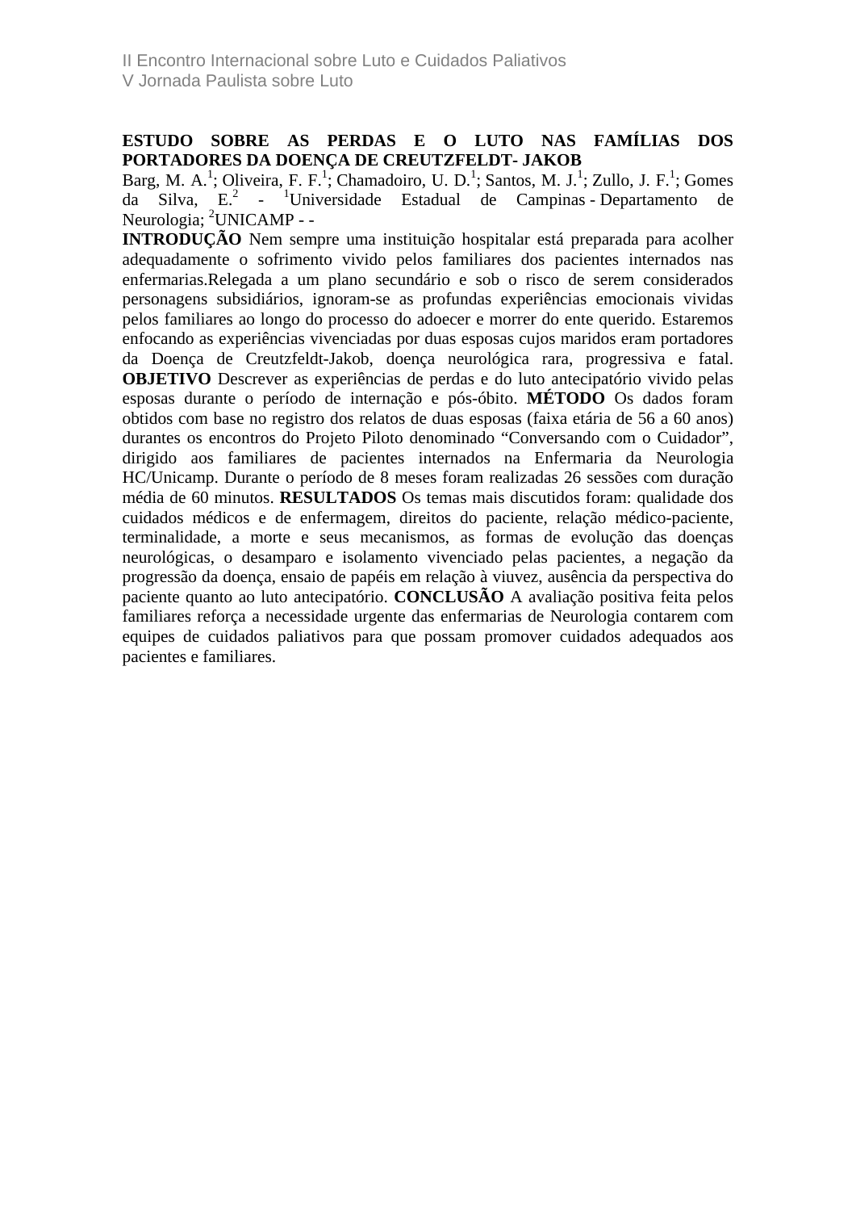**ESTUDO SOBRE AS PERDAS E O LUTO NAS FAMÍLIAS DOS PORTADORES DA DOENÇA DE CREUTZFELDT- JAKOB**

Barg, M. A.[1]; Oliveira, F. F.[1]; Chamadoiro, U. D.[1]; Santos, M. J.[1]; Zullo, J. F.[1]; Gomes da Silva, E.[2] - [1]Universidade Estadual de Campinas - Departamento de Neurologia; [2]UNICAMP - -

**INTRODUÇÃO** Nem sempre uma instituição hospitalar está preparada para acolher adequadamente o sofrimento vivido pelos familiares dos pacientes internados nas enfermarias.Relegada a um plano secundário e sob o risco de serem considerados personagens subsidiários, ignoram-se as profundas experiências emocionais vividas pelos familiares ao longo do processo do adoecer e morrer do ente querido. Estaremos enfocando as experiências vivenciadas por duas esposas cujos maridos eram portadores da Doença de Creutzfeldt-Jakob, doença neurológica rara, progressiva e fatal. **OBJETIVO** Descrever as experiências de perdas e do luto antecipatório vivido pelas esposas durante o período de internação e pós-óbito. **MÉTODO** Os dados foram obtidos com base no registro dos relatos de duas esposas (faixa etária de 56 a 60 anos) durantes os encontros do Projeto Piloto denominado "Conversando com o Cuidador", dirigido aos familiares de pacientes internados na Enfermaria da Neurologia HC/Unicamp. Durante o período de 8 meses foram realizadas 26 sessões com duração média de 60 minutos. **RESULTADOS** Os temas mais discutidos foram: qualidade dos cuidados médicos e de enfermagem, direitos do paciente, relação médico-paciente, terminalidade, a morte e seus mecanismos, as formas de evolução das doenças neurológicas, o desamparo e isolamento vivenciado pelas pacientes, a negação da progressão da doença, ensaio de papéis em relação à viuvez, ausência da perspectiva do paciente quanto ao luto antecipatório. **CONCLUSÃO** A avaliação positiva feita pelos familiares reforça a necessidade urgente das enfermarias de Neurologia contarem com equipes de cuidados paliativos para que possam promover cuidados adequados aos pacientes e familiares.